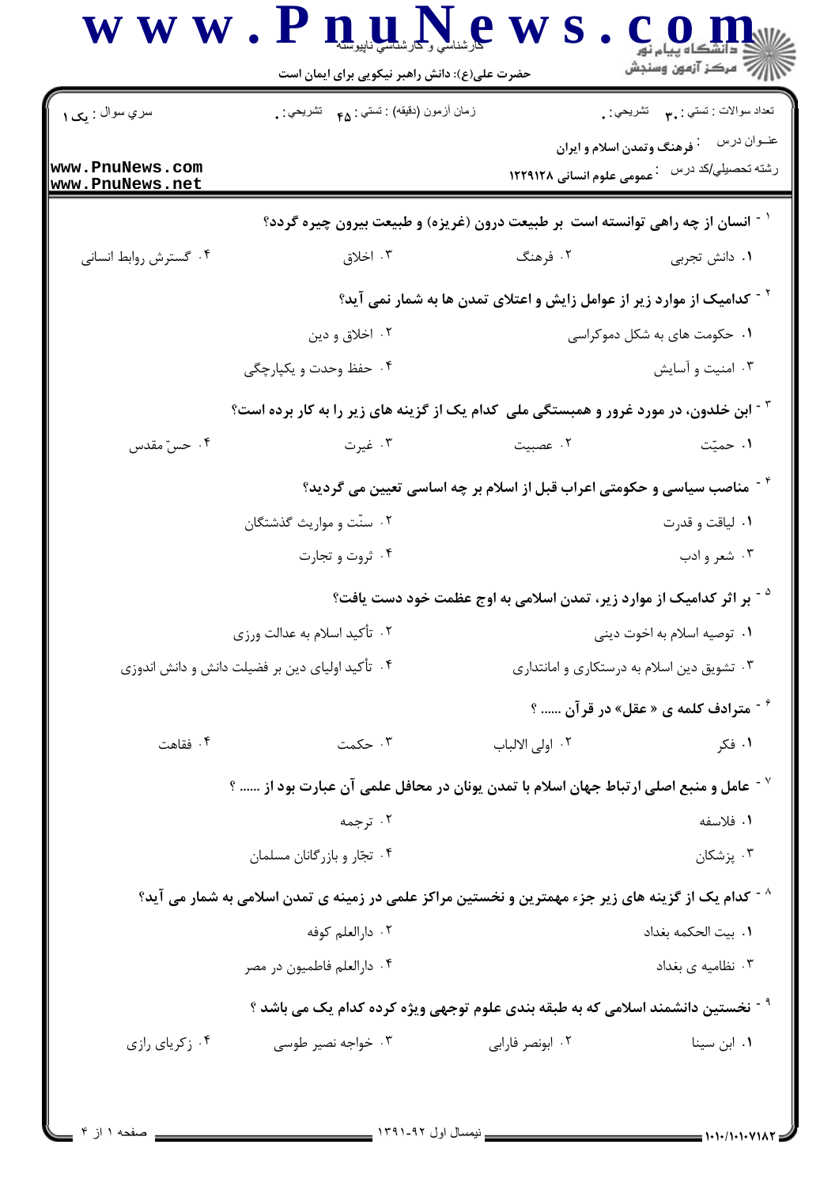حضرت علی(ع): دانش راهبر نیکویی برای ایمان است

سري سوال : یک ۱ | زمان آزمون (دقیقه) : تستي : ۴۵ تشريحي : . | تعداد سوالات : تستي : ۳۰ تشريحي : .

عنـوان درس : فرهنگ وتمدن اسلام و ایران

رشته تحصيلي/كد درس : عمومی علوم انسانی ۱۲۲۹۱۲۸

۱- انسان از چه راهی توانسته است بر طبیعت درون (غریزه) و طبیعت بیرون چیره گردد؟

۱. دانش تجربی ۲. فرهنگ ۳. اخلاق ۴. گسترش روابط انسانی

۲- کدامیک از موارد زیر از عوامل زایش و اعتلای تمدن ها به شمار نمی آید؟

۱. حکومت های به شکل دموکراسی ۲. اخلاق و دین
۳. امنیت و آسایش ۴. حفظ وحدت و یکپارچگی

۳- ابن خلدون، در مورد غرور و همبستگی ملی کدام یک از گزینه های زیر را به کار برده است؟

۱. حمیّت ۲. عصبیت ۳. غیرت ۴. حسّ مقدس

۴- مناصب سیاسی و حکومتی اعراب قبل از اسلام بر چه اساسی تعیین می گردید؟

۱. لیاقت و قدرت ۲. سنّت و مواریث گذشتگان
۳. شعر و ادب ۴. ثروت و تجارت

۵- بر اثر کدامیک از موارد زیر، تمدن اسلامی به اوج عظمت خود دست یافت؟

۱. توصیه اسلام به اخوت دینی ۲. تأکید اسلام به عدالت ورزی
۳. تشویق دین اسلام به درستکاری و امانتداری ۴. تأکید اولیای دین بر فضیلت دانش و دانش اندوزی

۶- مترادف کلمه ی « عقل» در قرآن ...... ؟

۱. فکر ۲. اولی الالباب ۳. حکمت ۴. فقاهت

۷- عامل و منبع اصلی ارتباط جهان اسلام با تمدن یونان در محافل علمی آن عبارت بود از ...... ؟

۱. فلاسفه ۲. ترجمه
۳. پزشکان ۴. تجّار و بازرگانان مسلمان

۸- کدام یک از گزینه های زیر جزء مهمترین و نخستین مراکز علمی در زمینه ی تمدن اسلامی به شمار می آید؟

۱. بیت الحکمه بغداد ۲. دارالعلم کوفه
۳. نظامیه ی بغداد ۴. دارالعلم فاطمیون در مصر

۹- نخستین دانشمند اسلامی که به طبقه بندی علوم توجهی ویژه کرده کدام یک می باشد ؟

۱. ابن سینا ۲. ابونصر فارابی ۳. خواجه نصیر طوسی ۴. زکریای رازی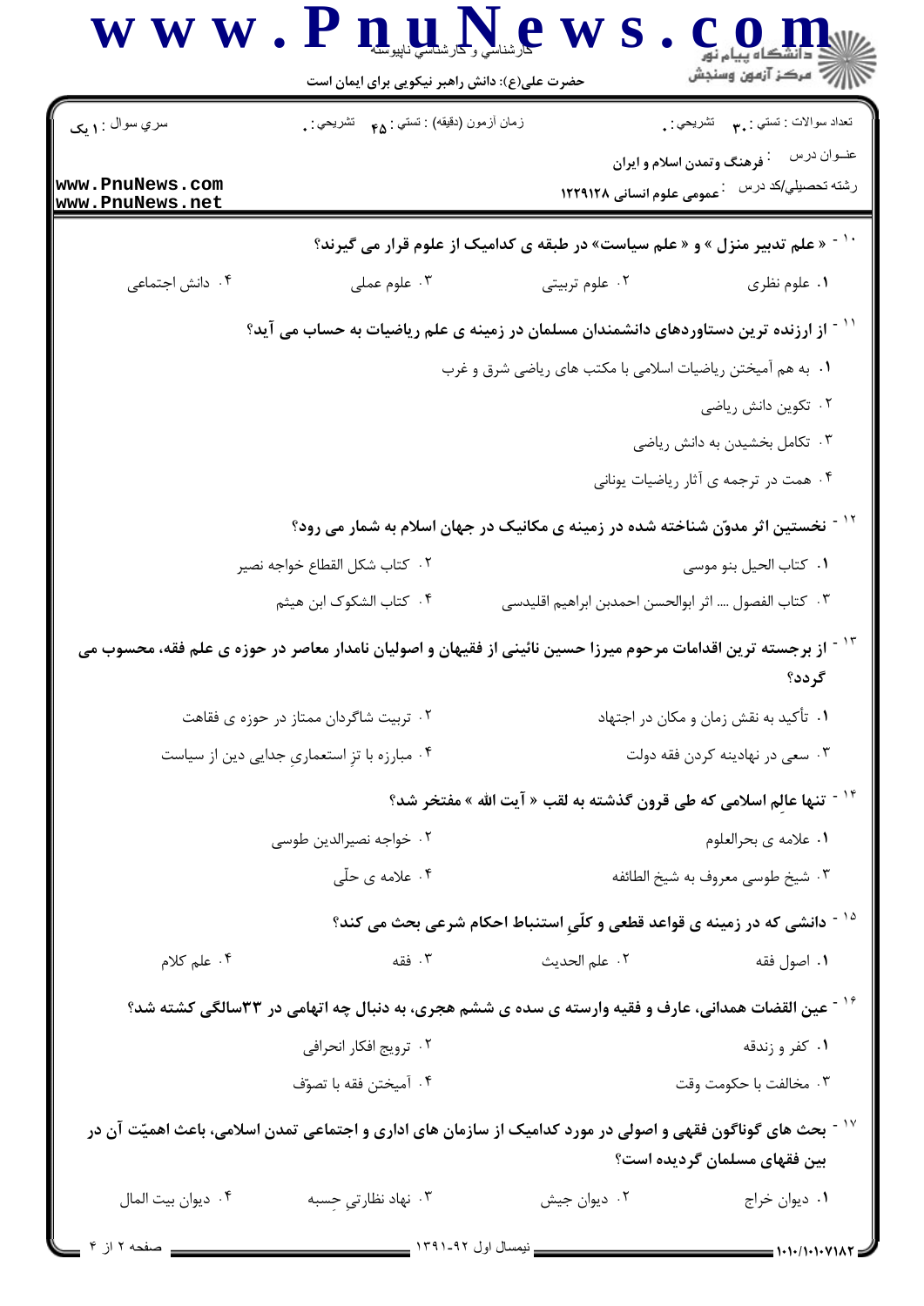سري سوال : ۱ يک | زمان آزمون (دقيقه) : تستي : ۴۵ تشريحي : ۰ | تعداد سوالات : تستي : ۳۰ تشريحي : ۰

عنوان درس : فرهنگ وتمدن اسلام و ایران

رشته تحصيلي/کد درس : عمومی علوم انسانی ۱۲۲۹۱۲۸

۱۰- « علم تدبیر منزل » و « علم سیاست» در طبقه ی کدامیک از علوم قرار می گیرند؟

۱. علوم نظری
۲. علوم تربیتی
۳. علوم عملی
۴. دانش اجتماعی

۱۱- از ارزنده ترین دستاوردهای دانشمندان مسلمان در زمینه ی علم ریاضیات به حساب می آید؟

۱. به هم آمیختن ریاضیات اسلامی با مکتب های ریاضی شرق و غرب
۲. تکوین دانش ریاضی
۳. تکامل بخشیدن به دانش ریاضی
۴. همت در ترجمه ی آثار ریاضیات یونانی

۱۲- نخستین اثر مدوّن شناخته شده در زمینه ی مکانیک در جهان اسلام به شمار می رود؟

۱. کتاب الحیل بنو موسی
۲. کتاب شکل القطاع خواجه نصیر
۳. کتاب الفصول .... اثر ابوالحسن احمدبن ابراهیم اقلیدسی
۴. کتاب الشکوک ابن هیثم

۱۳- از برجسته ترین اقدامات مرحوم میرزا حسین نائینی از فقیهان و اصولیان نامدار معاصر در حوزه ی علم فقه، محسوب می گردد؟

۱. تأکید به نقش زمان و مکان در اجتهاد
۲. تربیت شاگردان ممتاز در حوزه ی فقاهت
۳. سعی در نهادینه کردن فقه دولت
۴. مبارزه با تزِ استعماریِ جدایی دین از سیاست

۱۴- تنها عالِم اسلامی که طی قرون گذشته به لقب « آیت الله » مفتخر شد؟

۱. علامه ی بحرالعلوم
۲. خواجه نصیرالدین طوسی
۳. شیخ طوسی معروف به شیخ الطائفه
۴. علامه ی حلّی

۱۵- دانشی که در زمینه ی قواعد قطعی و کلّیِ استنباط احکام شرعی بحث می کند؟

۱. اصول فقه
۲. علم الحدیث
۳. فقه
۴. علم کلام

۱۶- عین القضات همدانی، عارف و فقیه وارسته ی سده ی ششم هجری، به دنبال چه اتهامی در ۳۳سالگی کشته شد؟

۱. کفر و زندقه
۲. ترویج افکار انحرافی
۳. مخالفت با حکومت وقت
۴. آمیختن فقه با تصوّف

۱۷- بحث های گوناگون فقهی و اصولی در مورد کدامیک از سازمان های اداری و اجتماعی تمدن اسلامی، باعث اهمیّت آن در بین فقهای مسلمان گردیده است؟

۱. دیوان خراج
۲. دیوان جیش
۳. نهاد نظارتیِ حِسبه
۴. دیوان بیت المال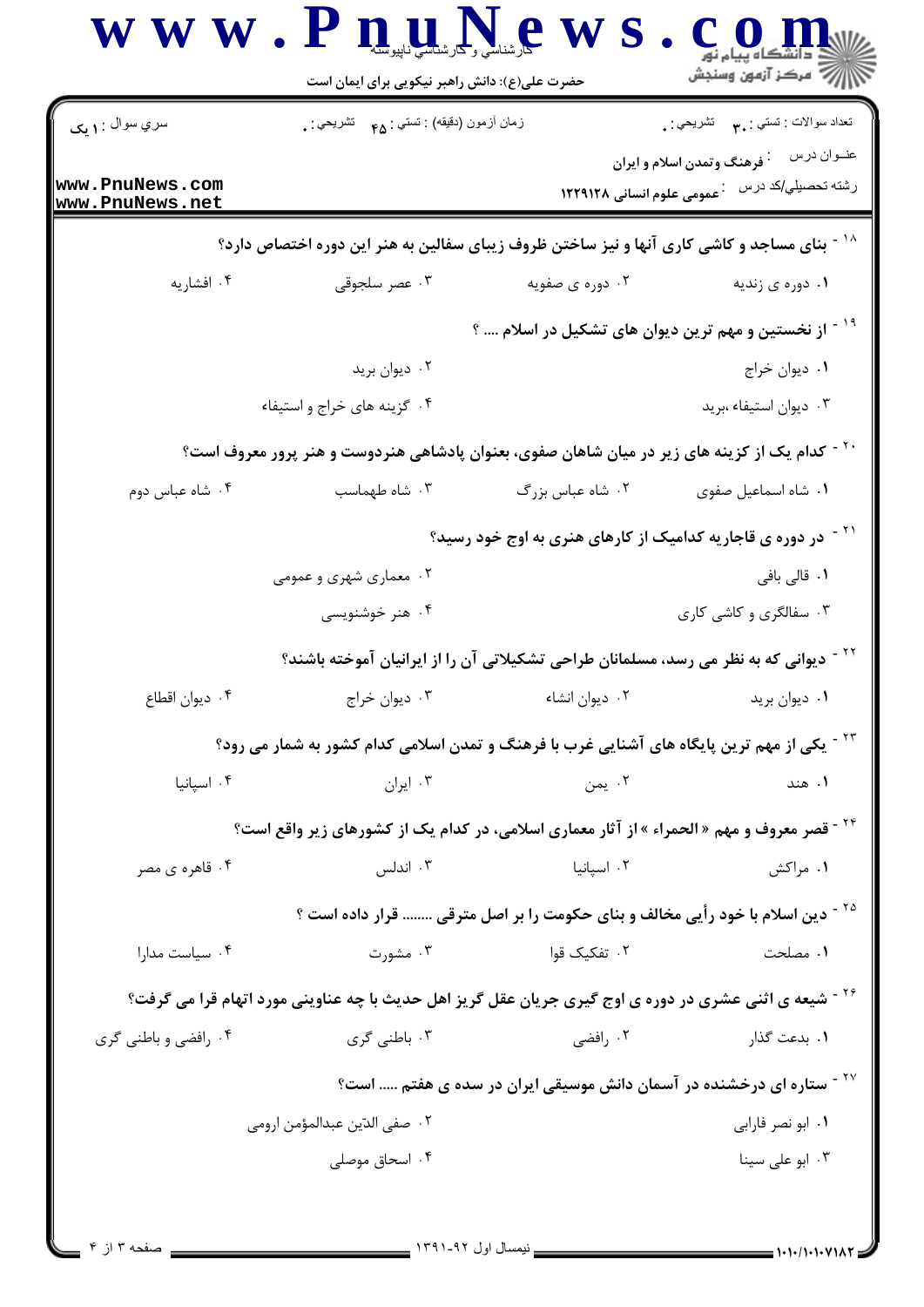۱۸ - بنای مساجد و کاشی کاری آنها و نیز ساختن ظروف زیبای سفالین به هنر این دوره اختصاص دارد؟

۱. دوره ی زندیه
۲. دوره ی صفویه
۳. عصر سلجوقی
۴. افشاریه

۱۹ - از نخستین و مهم ترین دیوان های تشکیل در اسلام .... ؟

۱. دیوان خراج
۲. دیوان برید
۳. دیوان استیفاء ،برید
۴. گزینه های خراج و استیفاء

۲۰ - کدام یک از کزینه های زیر در میان شاهان صفوی، بعنوان پادشاهی هنردوست و هنر پرور معروف است؟

۱. شاه اسماعیل صفوی
۲. شاه عباس بزرگ
۳. شاه طهماسب
۴. شاه عباس دوم

۲۱ - در دوره ی قاجاریه کدامیک از کارهای هنری به اوج خود رسید؟

۱. قالی بافی
۲. معماری شهری و عمومی
۳. سفالگری و کاشی کاری
۴. هنر خوشنویسی

۲۲ - دیوانی که به نظر می رسد، مسلمانان طراحی تشکیلاتی آن را از ایرانیان آموخته باشند؟

۱. دیوان برید
۲. دیوان انشاء
۳. دیوان خراج
۴. دیوان اقطاع

۲۳ - یکی از مهم ترین پایگاه های آشنایی غرب با فرهنگ و تمدن اسلامی کدام کشور به شمار می رود؟

۱. هند
۲. یمن
۳. ایران
۴. اسپانیا

۲۴ - قصر معروف و مهم « الحمراء » از آثار معماری اسلامی، در کدام یک از کشورهای زیر واقع است؟

۱. مراکش
۲. اسپانیا
۳. اندلس
۴. قاهره ی مصر

۲۵ - دین اسلام با خود رأیی مخالف و بنای حکومت را بر اصل مترقی ........ قرار داده است ؟

۱. مصلحت
۲. تفکیک قوا
۳. مشورت
۴. سیاست مدارا

۲۶ - شیعه ی اثنی عشری در دوره ی اوج گیری جریان عقل گریز اهل حدیث با چه عناوینی مورد اتهام قرا می گرفت؟

۱. بدعت گذار
۲. رافضی
۳. باطنی گری
۴. رافضی و باطنی گری

۲۷ - ستاره ای درخشنده در آسمان دانش موسیقی ایران در سده ی هفتم ..... است؟

۱. ابو نصر فارابی
۲. صفی الدّین عبدالمؤمن ارومی
۳. ابو علی سینا
۴. اسحاق موصلی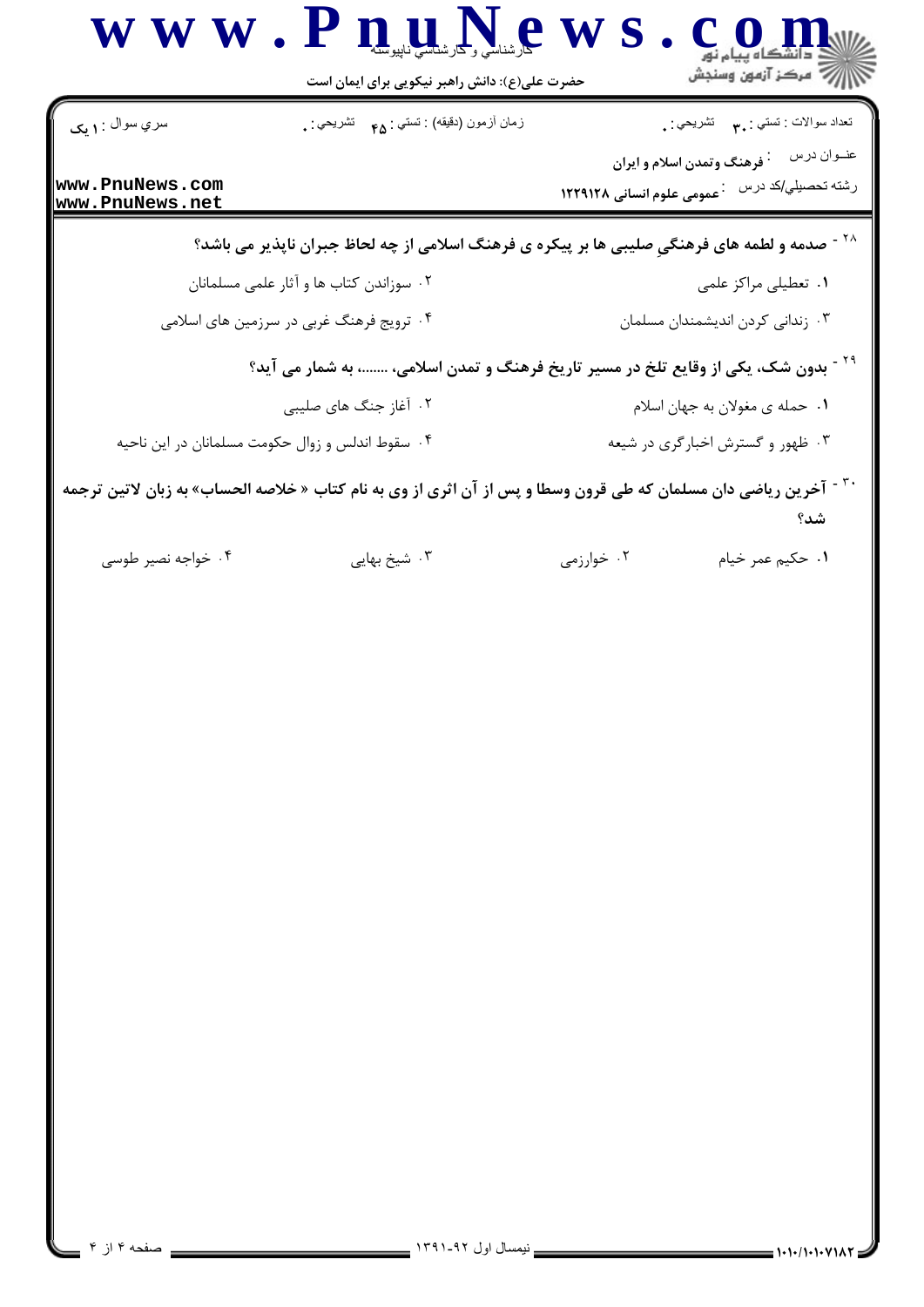سري سوال : ۱ یک

زمان آزمون (دقیقه) : تستي : ۴۵ تشريحي : ۰

تعداد سوالات : تستي : ۳۰ تشريحي : ۰

عنوان درس : فرهنگ وتمدن اسلام و ایران

رشته تحصيلي/کد درس : عمومی علوم انسانی ۱۲۲۹۱۲۸

۲۸ - صدمه و لطمه های فرهنگیِ صلیبی ها بر پیکره ی فرهنگ اسلامی از چه لحاظ جبران ناپذیر می باشد؟

۱. تعطیلی مراکز علمی
۲. سوزاندن کتاب ها و آثار علمی مسلمانان
۳. زندانی کردن اندیشمندان مسلمان
۴. ترویج فرهنگ غربی در سرزمین های اسلامی

۲۹ - بدون شک، یکی از وقایع تلخ در مسیر تاریخ فرهنگ و تمدن اسلامی، ......، به شمار می آید؟

۱. حمله ی مغولان به جهان اسلام
۲. آغاز جنگ های صلیبی
۳. ظهور و گسترش اخبارگری در شیعه
۴. سقوط اندلس و زوال حکومت مسلمانان در این ناحیه

۳۰ - آخرین ریاضی دان مسلمان که طی قرون وسطا و پس از آن اثری از وی به نام کتاب « خلاصه الحساب» به زبان لاتین ترجمه شد؟

۱. حکیم عمر خیام
۲. خوارزمی
۳. شیخ بهایی
۴. خواجه نصیر طوسی